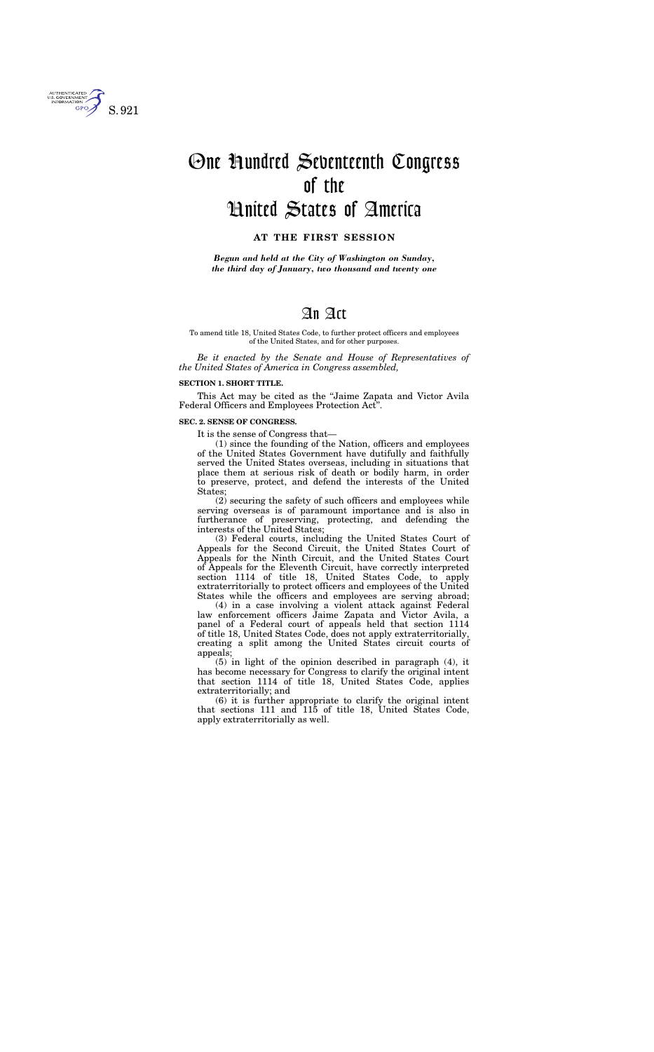S. 921

# One Hundred Seventeenth Congress of the United States of America

**AT THE FIRST SESSION**

***Begun and held at the City of Washington on Sunday, the third day of January, two thousand and twenty one***

# An Act

To amend title 18, United States Code, to further protect officers and employees of the United States, and for other purposes.

*Be it enacted by the Senate and House of Representatives of the United States of America in Congress assembled,*

**SECTION 1. SHORT TITLE.**

This Act may be cited as the "Jaime Zapata and Victor Avila Federal Officers and Employees Protection Act".

**SEC. 2. SENSE OF CONGRESS.**

It is the sense of Congress that—

(1) since the founding of the Nation, officers and employees of the United States Government have dutifully and faithfully served the United States overseas, including in situations that place them at serious risk of death or bodily harm, in order to preserve, protect, and defend the interests of the United States;

(2) securing the safety of such officers and employees while serving overseas is of paramount importance and is also in furtherance of preserving, protecting, and defending the interests of the United States;

(3) Federal courts, including the United States Court of Appeals for the Second Circuit, the United States Court of Appeals for the Ninth Circuit, and the United States Court of Appeals for the Eleventh Circuit, have correctly interpreted section 1114 of title 18, United States Code, to apply extraterritorially to protect officers and employees of the United States while the officers and employees are serving abroad;

(4) in a case involving a violent attack against Federal law enforcement officers Jaime Zapata and Victor Avila, a panel of a Federal court of appeals held that section 1114 of title 18, United States Code, does not apply extraterritorially, creating a split among the United States circuit courts of appeals;

(5) in light of the opinion described in paragraph (4), it has become necessary for Congress to clarify the original intent that section 1114 of title 18, United States Code, applies extraterritorially; and

(6) it is further appropriate to clarify the original intent that sections 111 and 115 of title 18, United States Code, apply extraterritorially as well.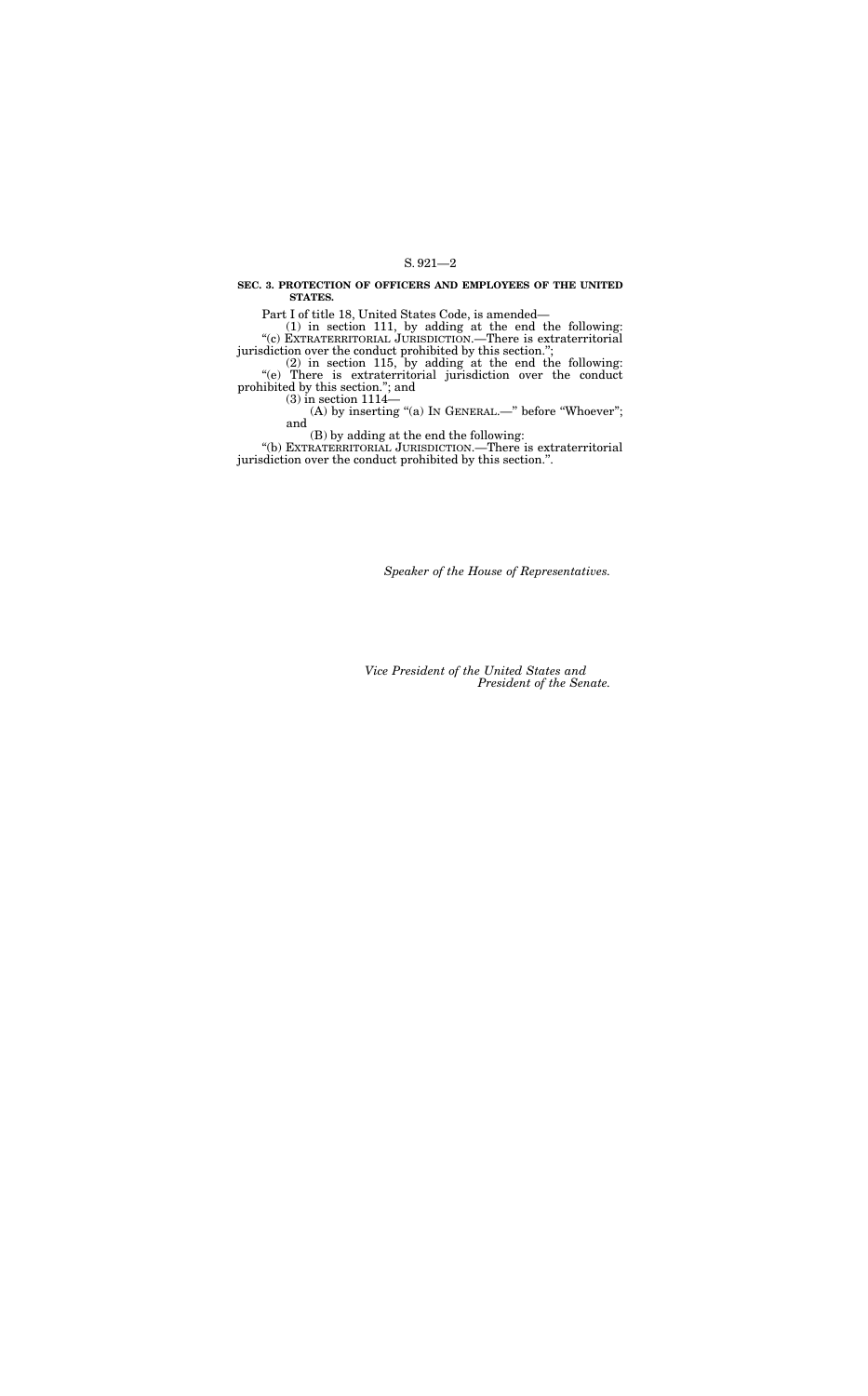**SEC. 3. PROTECTION OF OFFICERS AND EMPLOYEES OF THE UNITED STATES.**

Part I of title 18, United States Code, is amended—

(1) in section 111, by adding at the end the following:

"(c) EXTRATERRITORIAL JURISDICTION.—There is extraterritorial jurisdiction over the conduct prohibited by this section.";

(2) in section 115, by adding at the end the following:

"(e) There is extraterritorial jurisdiction over the conduct prohibited by this section."; and

(3) in section 1114—

(A) by inserting "(a) IN GENERAL.—" before "Whoever"; and

(B) by adding at the end the following:

"(b) EXTRATERRITORIAL JURISDICTION.—There is extraterritorial jurisdiction over the conduct prohibited by this section.".

*Speaker of the House of Representatives.*

*Vice President of the United States and President of the Senate.*